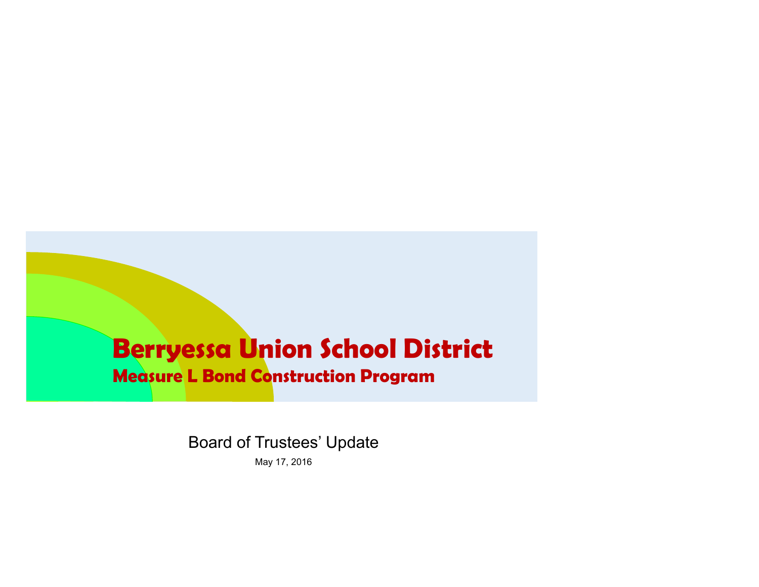# Berryessa Union School District

## Measure L Bond Construction Program

Board of Trustees' Update

May 17, 2016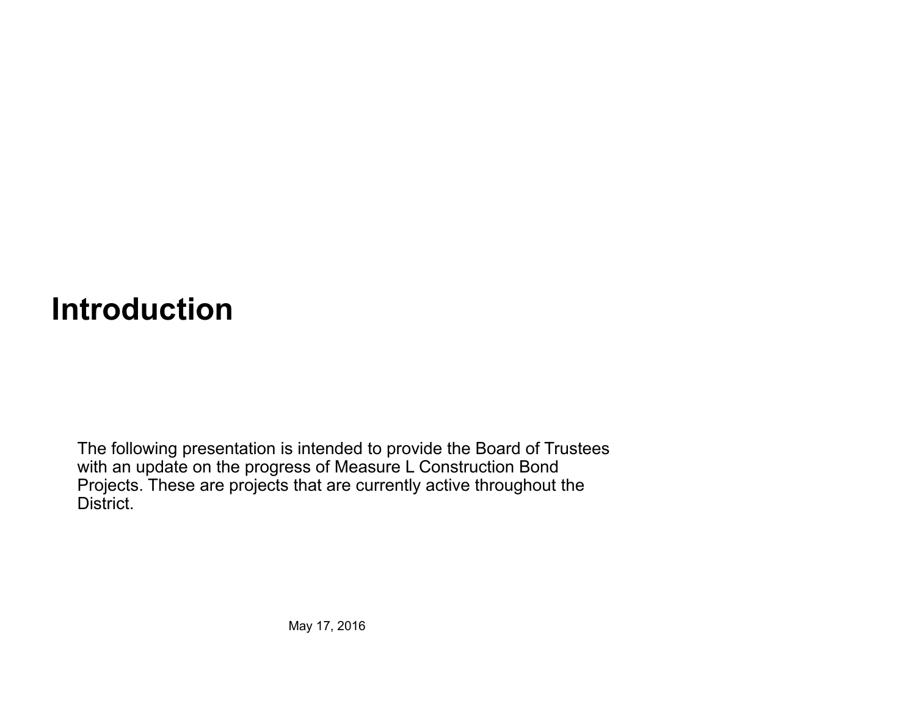# Introduction

The following presentation is intended to provide the Board of Trustees with an update on the progress of Measure L Construction Bond Projects. These are projects that are currently active throughout the District.

May 17, 2016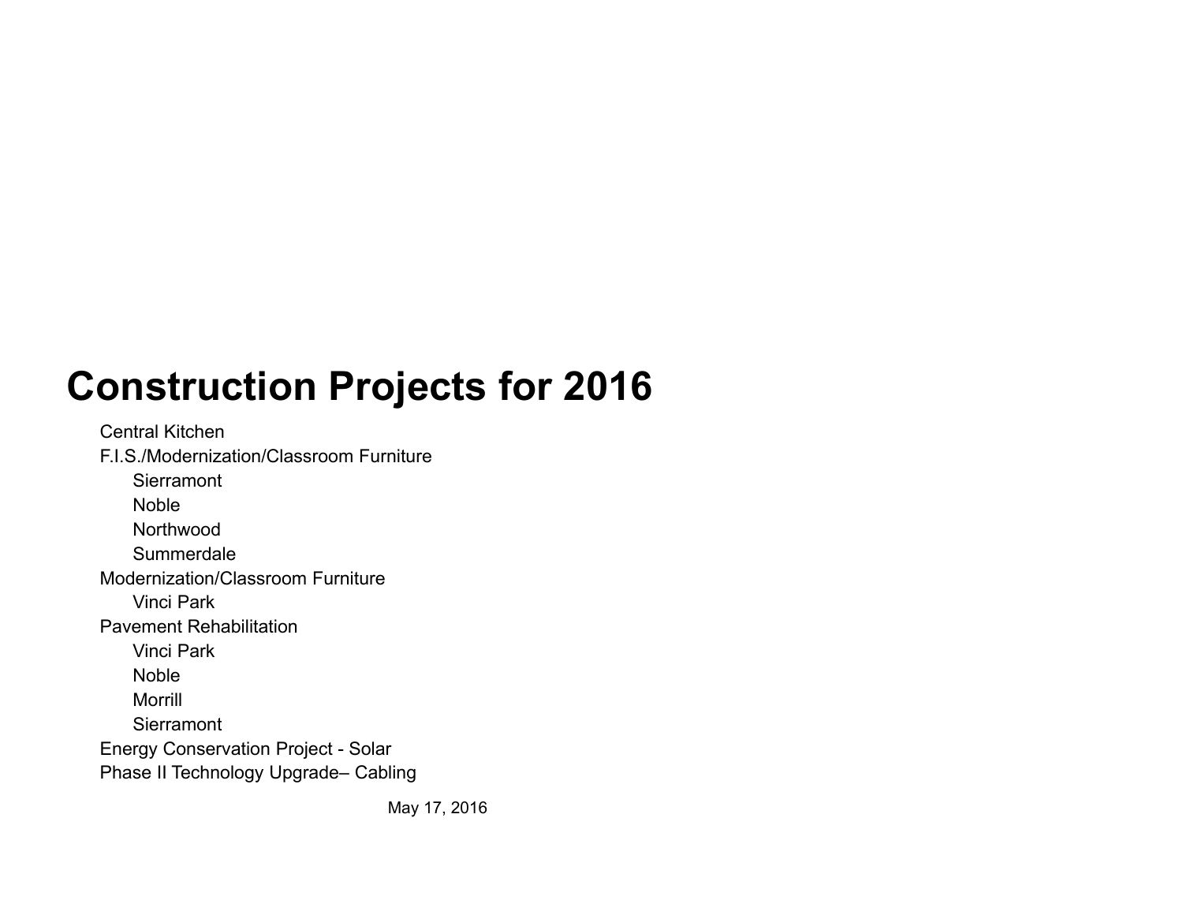# Construction Projects for 2016

- Central Kitchen
- F.I.S./Modernization/Classroom Furniture
  - Sierramont
  - Noble
  - Northwood
  - Summerdale
- Modernization/Classroom Furniture
  - Vinci Park
- Pavement Rehabilitation
  - Vinci Park
  - Noble
  - Morrill
  - Sierramont
- Energy Conservation Project - Solar
- Phase II Technology Upgrade– Cabling

May 17, 2016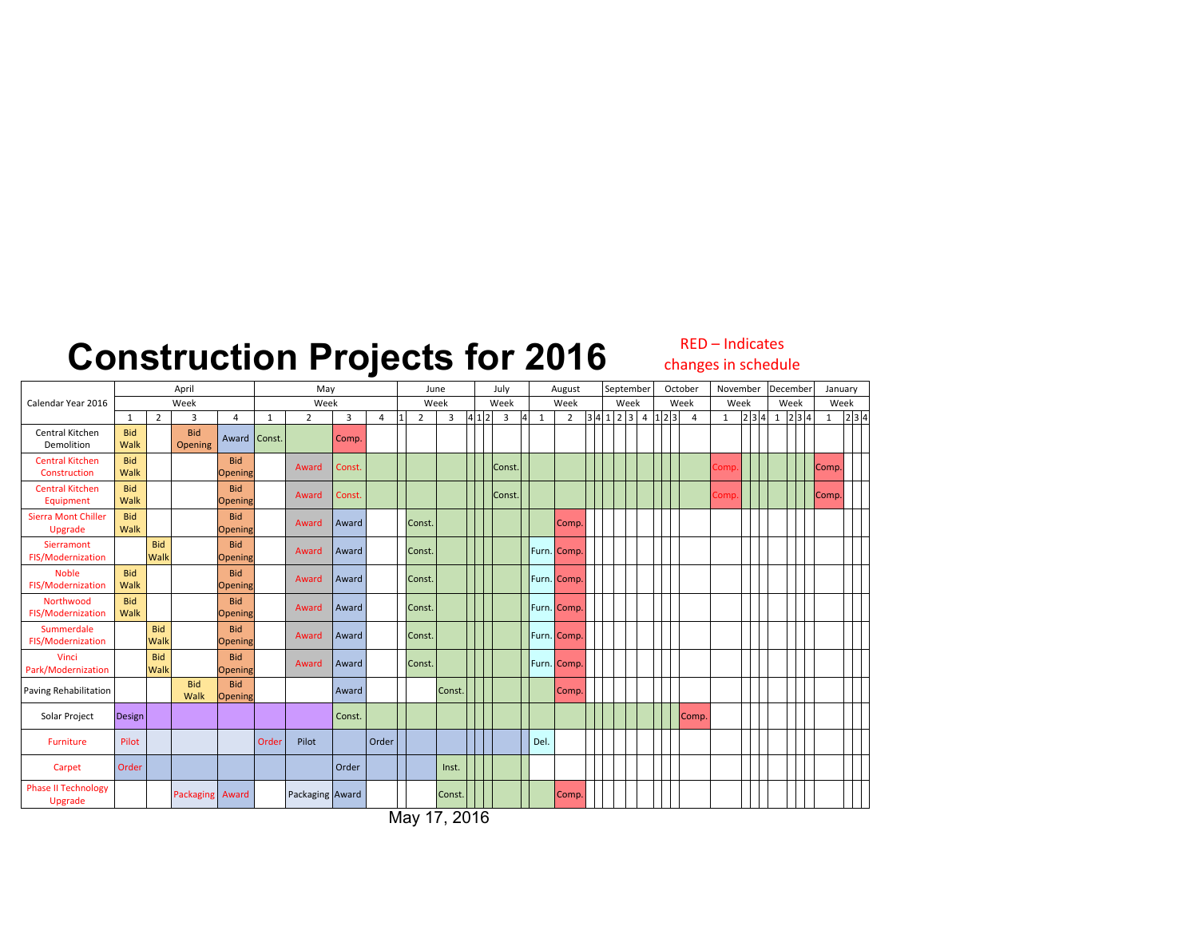# Construction Projects for 2016

RED – Indicates changes in schedule

| Calendar Year 2016 | April | | | | May | | | | June | | | | July | | | | August | | | | September | | | | October | | | | November | | | | December | | | | January | | | |
|---|---|---|---|---|---|---|---|---|---|---|---|---|---|---|---|---|---|---|---|---|---|---|---|---|---|---|---|---|---|---|---|---|---|---|---|---|---|---|---|---|
| | Week | | | | Week | | | | Week | | | | Week | | | | Week | | | | Week | | | | Week | | | | Week | | | | Week | | | | Week | | | |
| | 1 | 2 | 3 | 4 | 1 | 2 | 3 | 4 | 1 | 2 | 3 | 4 | 1 | 2 | 3 | 4 | 1 | 2 | 3 | 4 | 1 | 2 | 3 | 4 | 1 | 2 | 3 | 4 | 1 | 2 | 3 | 4 | 1 | 2 | 3 | 4 | 1 | 2 | 3 | 4 |
| Central Kitchen Demolition | Bid Walk | | Bid Opening | Award | Const. | | Comp. | | | | | | | | | | | | | | | | | | | | | | | | | | | | | | | | | |
| Central Kitchen Construction | Bid Walk | | | Bid Opening | | Award | Const. | | | | | | | | Const. | | | | | | | | | | | | | | Comp. | | | | | | | | Comp. | | | |
| Central Kitchen Equipment | Bid Walk | | | Bid Opening | | Award | Const. | | | | | | | | Const. | | | | | | | | | | | | | | Comp. | | | | | | | | Comp. | | | |
| Sierra Mont Chiller Upgrade | Bid Walk | | | Bid Opening | | Award | Award | | | Const. | | | | | | | | Comp. | | | | | | | | | | | | | | | | | | | | | | |
| Sierramont FIS/Modernization | | Bid Walk | | Bid Opening | | Award | Award | | | Const. | | | | | | | Furn. | Comp. | | | | | | | | | | | | | | | | | | | | | | |
| Noble FIS/Modernization | Bid Walk | | | Bid Opening | | Award | Award | | | Const. | | | | | | | Furn. | Comp. | | | | | | | | | | | | | | | | | | | | | | |
| Northwood FIS/Modernization | Bid Walk | | | Bid Opening | | Award | Award | | | Const. | | | | | | | Furn. | Comp. | | | | | | | | | | | | | | | | | | | | | | |
| Summerdale FIS/Modernization | | Bid Walk | | Bid Opening | | Award | Award | | | Const. | | | | | | | Furn. | Comp. | | | | | | | | | | | | | | | | | | | | | | |
| Vinci Park/Modernization | | Bid Walk | | Bid Opening | | Award | Award | | | Const. | | | | | | | Furn. | Comp. | | | | | | | | | | | | | | | | | | | | | | |
| Paving Rehabilitation | | | Bid Walk | Bid Opening | | | Award | | | | Const. | | | | | | | Comp. | | | | | | | | | | | | | | | | | | | | | | |
| Solar Project | Design | | | | | | Const. | | | | | | | | | | | | | | | | | | | | | Comp. | | | | | | | | | | | | |
| Furniture | Pilot | | | | Order | Pilot | | Order | | | | | | | | | Del. | | | | | | | | | | | | | | | | | | | | | | | |
| Carpet | Order | | | | | | Order | | | | Inst. | | | | | | | | | | | | | | | | | | | | | | | | | | | | | |
| Phase II Technology Upgrade | | | Packaging | Award | | Packaging | Award | | | | Const. | | | | | | | Comp. | | | | | | | | | | | | | | | | | | | | | | |

May 17, 2016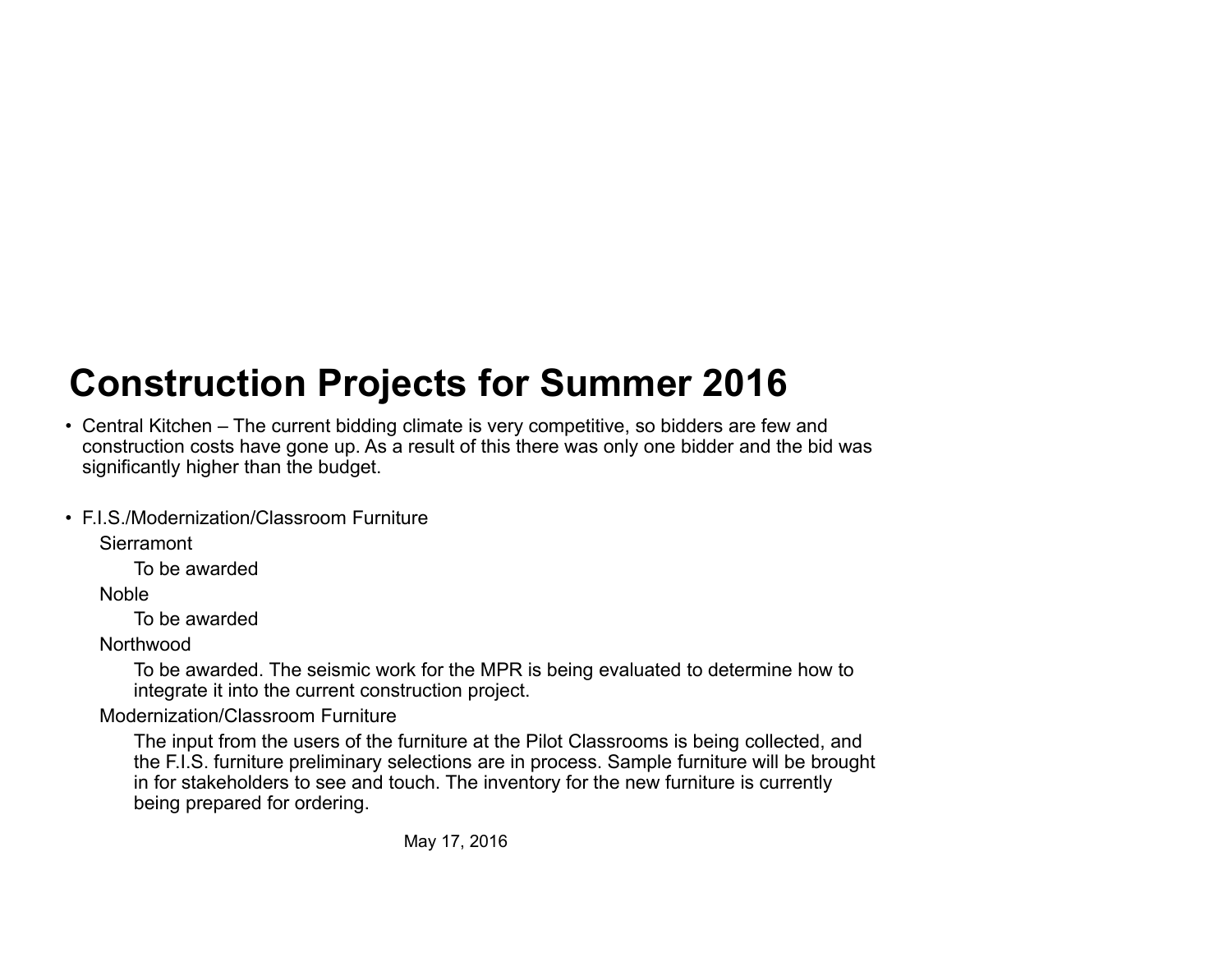# Construction Projects for Summer 2016

- Central Kitchen – The current bidding climate is very competitive, so bidders are few and construction costs have gone up. As a result of this there was only one bidder and the bid was significantly higher than the budget.

- F.I.S./Modernization/Classroom Furniture
  - Sierramont
    - To be awarded
  - Noble
    - To be awarded
  - Northwood
    - To be awarded. The seismic work for the MPR is being evaluated to determine how to integrate it into the current construction project.
  - Modernization/Classroom Furniture
    - The input from the users of the furniture at the Pilot Classrooms is being collected, and the F.I.S. furniture preliminary selections are in process. Sample furniture will be brought in for stakeholders to see and touch. The inventory for the new furniture is currently being prepared for ordering.

May 17, 2016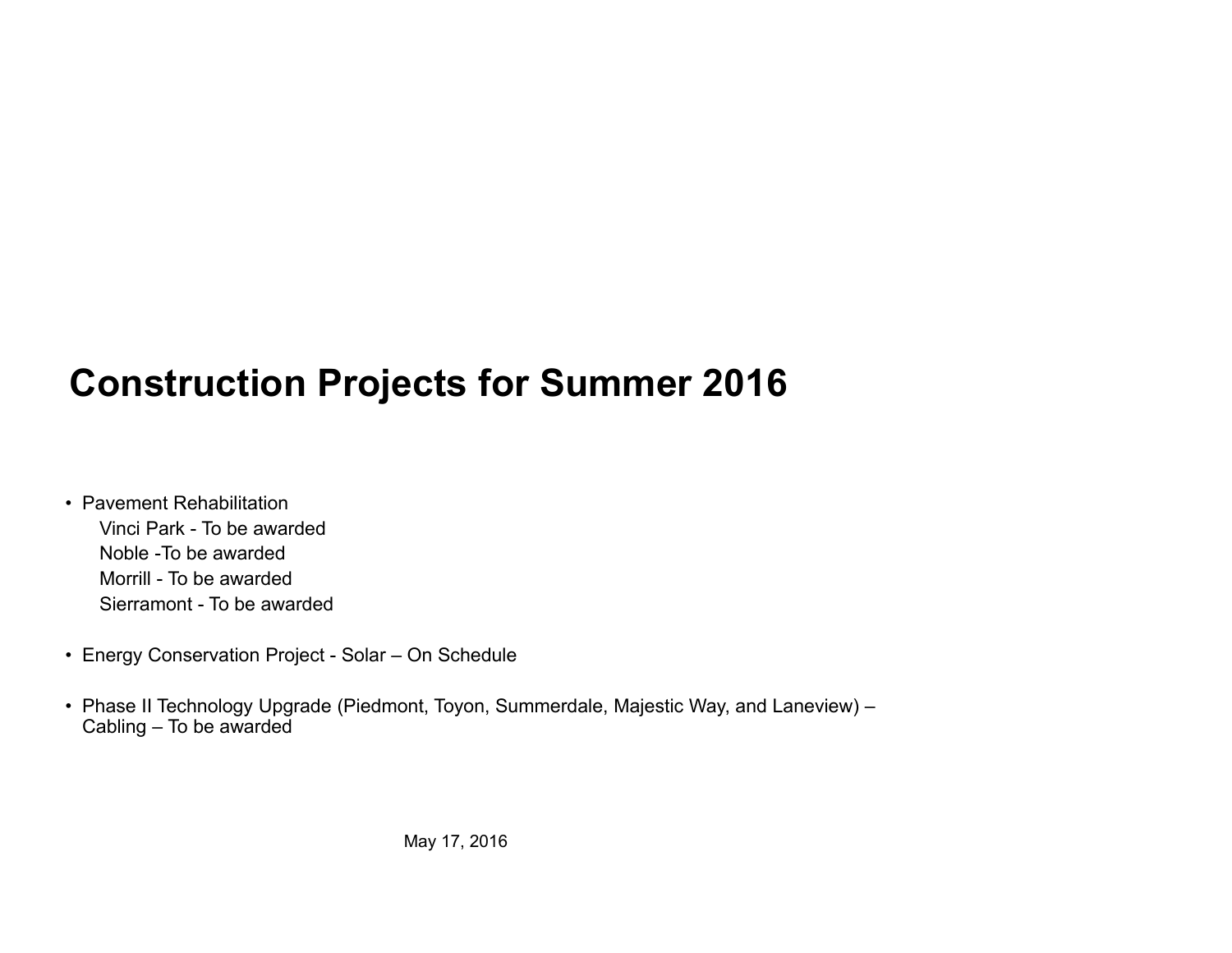# Construction Projects for Summer 2016

- Pavement Rehabilitation
  - Vinci Park - To be awarded
  - Noble -To be awarded
  - Morrill - To be awarded
  - Sierramont - To be awarded

- Energy Conservation Project - Solar – On Schedule

- Phase II Technology Upgrade (Piedmont, Toyon, Summerdale, Majestic Way, and Laneview) – Cabling – To be awarded

May 17, 2016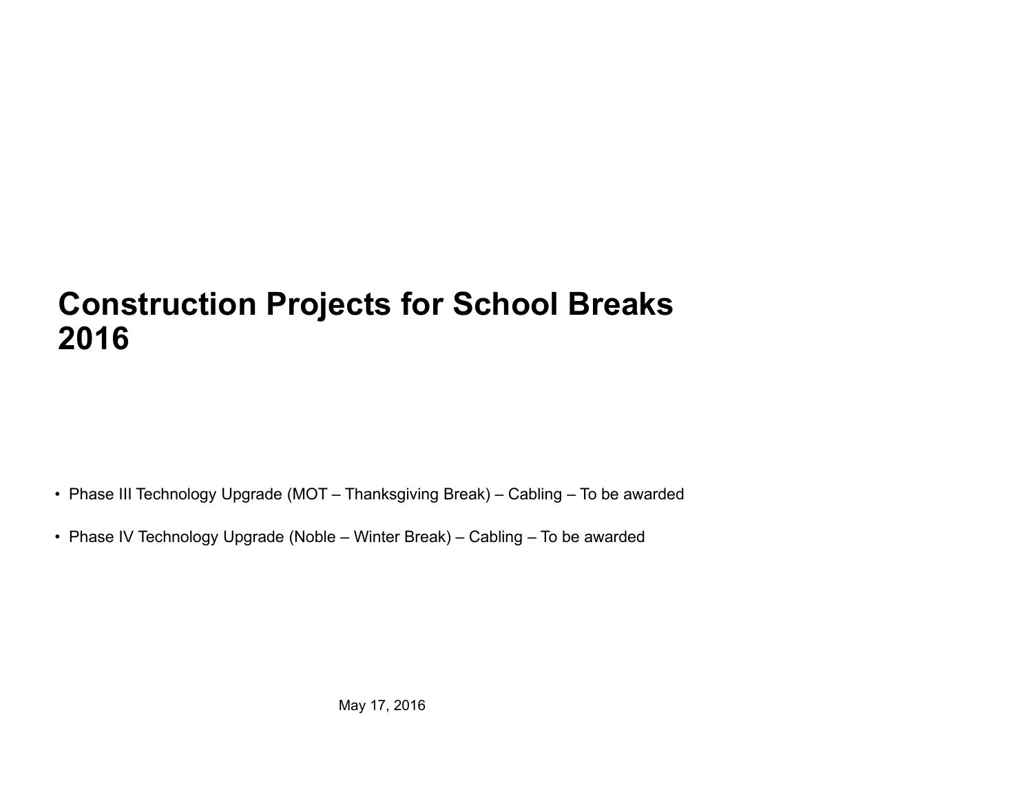# Construction Projects for School Breaks 2016

- Phase III Technology Upgrade (MOT – Thanksgiving Break) – Cabling – To be awarded
- Phase IV Technology Upgrade (Noble – Winter Break) – Cabling – To be awarded

May 17, 2016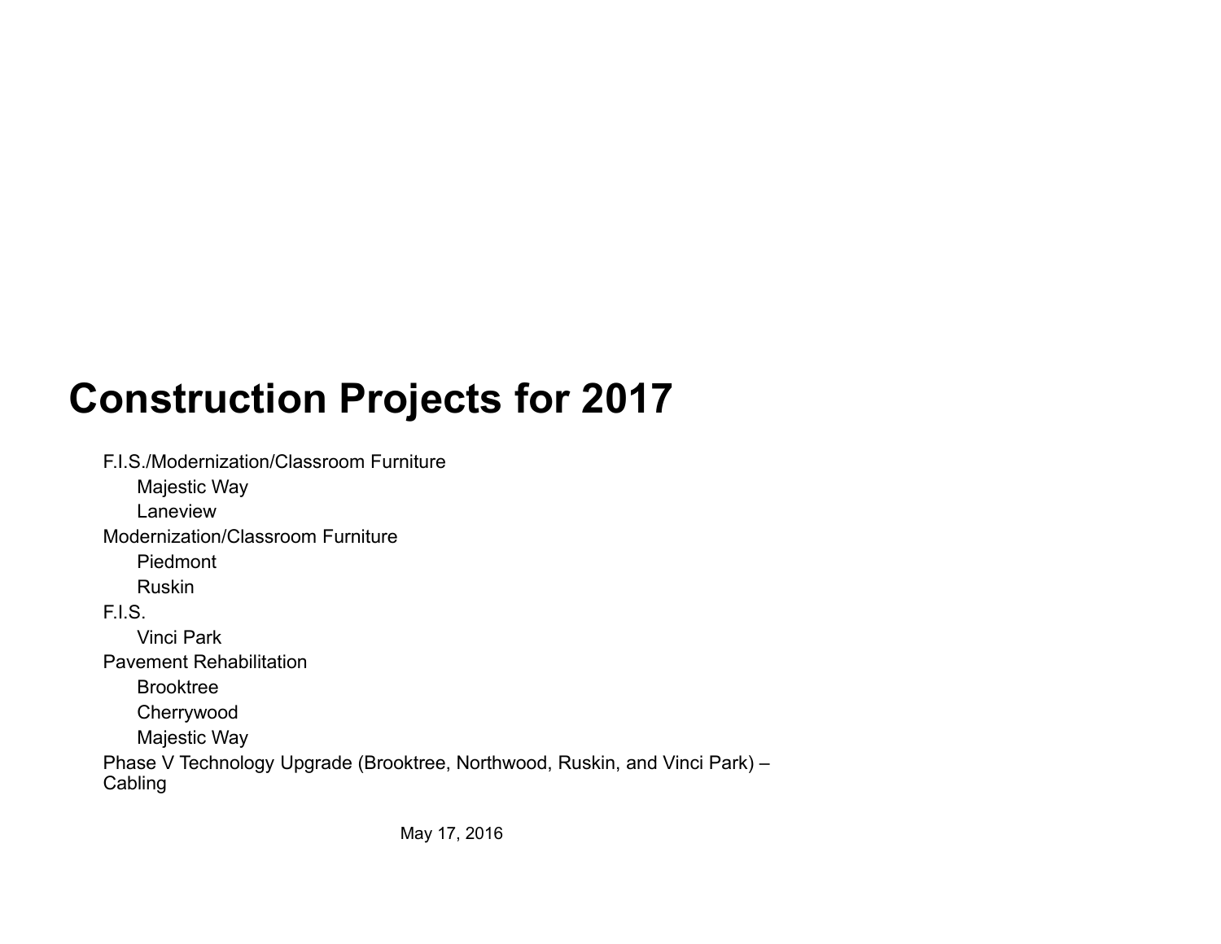# Construction Projects for 2017

- F.I.S./Modernization/Classroom Furniture
  - Majestic Way
  - Laneview
- Modernization/Classroom Furniture
  - Piedmont
  - Ruskin
- F.I.S.
  - Vinci Park
- Pavement Rehabilitation
  - Brooktree
  - Cherrywood
  - Majestic Way
- Phase V Technology Upgrade (Brooktree, Northwood, Ruskin, and Vinci Park) – Cabling

May 17, 2016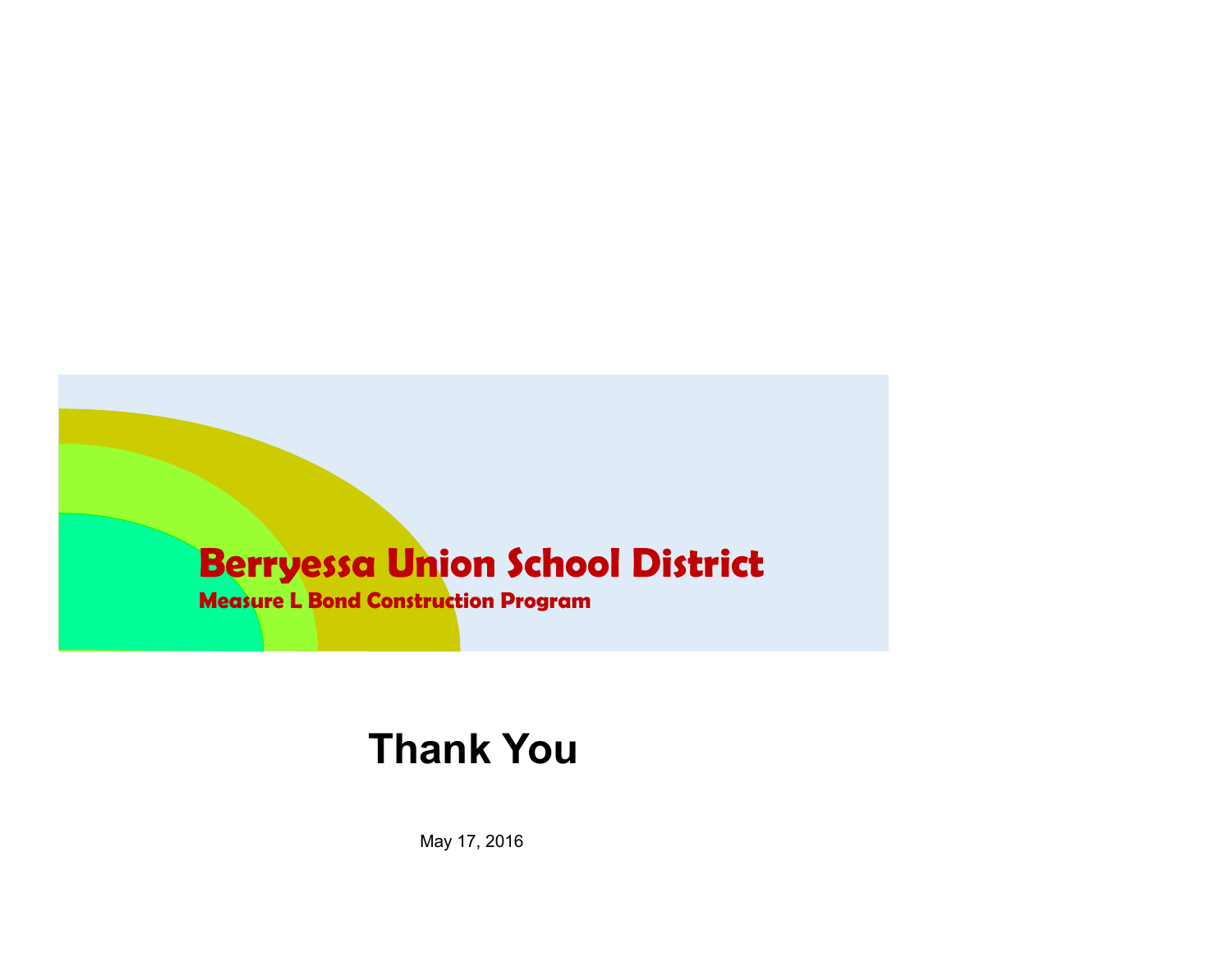# Berryessa Union School District

## Measure L Bond Construction Program

# Thank You

May 17, 2016